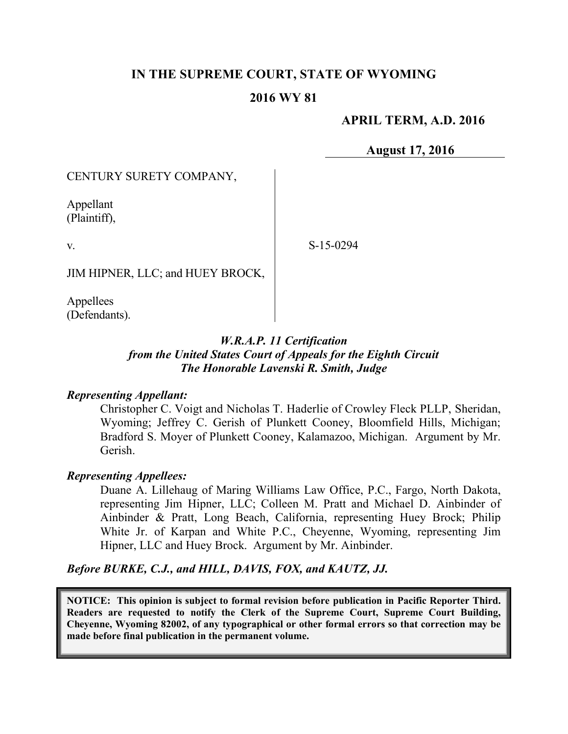# IN THE SUPREME COURT, STATE OF WYOMING

## 2016 WY 81

**APRIL TERM, A.D. 2016**

**August 17, 2016**

CENTURY SURETY COMPANY,

Appellant
(Plaintiff),

v.

JIM HIPNER, LLC; and HUEY BROCK,

Appellees
(Defendants).

S-15-0294

***W.R.A.P. 11 Certification***
***from the United States Court of Appeals for the Eighth Circuit***
***The Honorable Lavenski R. Smith, Judge***

***Representing Appellant:***

Christopher C. Voigt and Nicholas T. Haderlie of Crowley Fleck PLLP, Sheridan, Wyoming; Jeffrey C. Gerish of Plunkett Cooney, Bloomfield Hills, Michigan; Bradford S. Moyer of Plunkett Cooney, Kalamazoo, Michigan. Argument by Mr. Gerish.

***Representing Appellees:***

Duane A. Lillehaug of Maring Williams Law Office, P.C., Fargo, North Dakota, representing Jim Hipner, LLC; Colleen M. Pratt and Michael D. Ainbinder of Ainbinder & Pratt, Long Beach, California, representing Huey Brock; Philip White Jr. of Karpan and White P.C., Cheyenne, Wyoming, representing Jim Hipner, LLC and Huey Brock. Argument by Mr. Ainbinder.

***Before BURKE, C.J., and HILL, DAVIS, FOX, and KAUTZ, JJ.***

**NOTICE: This opinion is subject to formal revision before publication in Pacific Reporter Third. Readers are requested to notify the Clerk of the Supreme Court, Supreme Court Building, Cheyenne, Wyoming 82002, of any typographical or other formal errors so that correction may be made before final publication in the permanent volume.**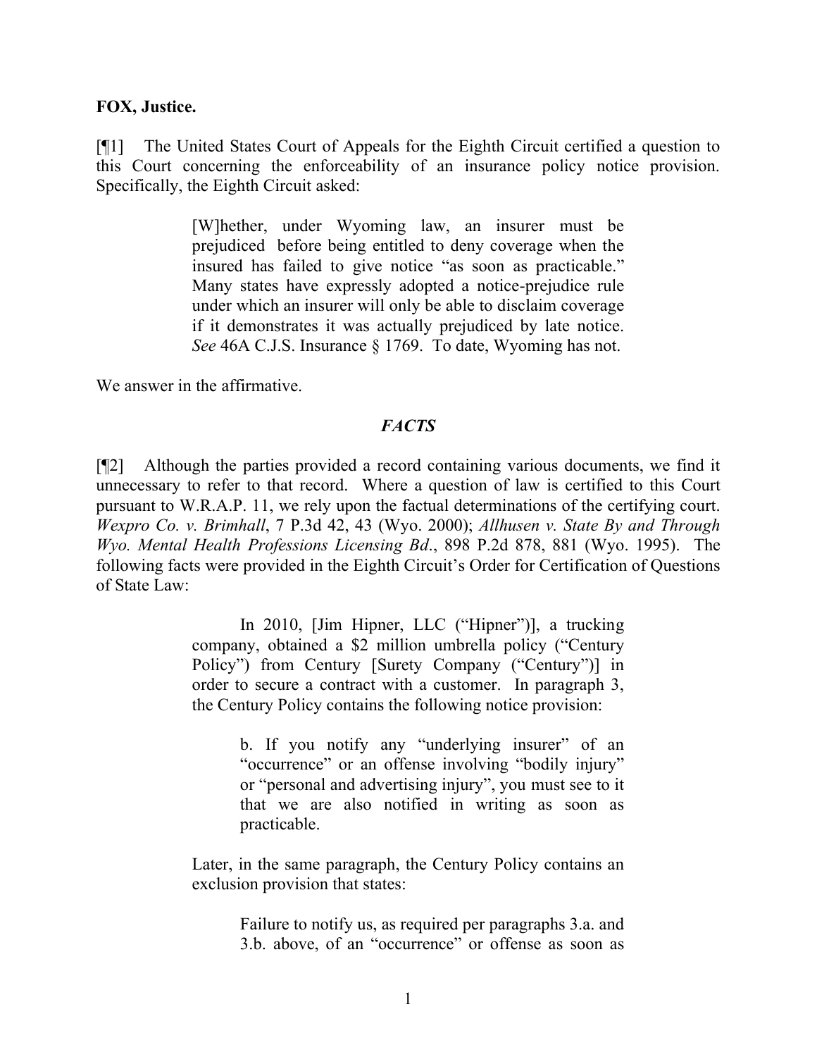**FOX, Justice.**

[¶1] The United States Court of Appeals for the Eighth Circuit certified a question to this Court concerning the enforceability of an insurance policy notice provision. Specifically, the Eighth Circuit asked:

> [W]hether, under Wyoming law, an insurer must be prejudiced before being entitled to deny coverage when the insured has failed to give notice "as soon as practicable." Many states have expressly adopted a notice-prejudice rule under which an insurer will only be able to disclaim coverage if it demonstrates it was actually prejudiced by late notice. *See* 46A C.J.S. Insurance § 1769. To date, Wyoming has not.

We answer in the affirmative.

## *FACTS*

[¶2] Although the parties provided a record containing various documents, we find it unnecessary to refer to that record. Where a question of law is certified to this Court pursuant to W.R.A.P. 11, we rely upon the factual determinations of the certifying court. *Wexpro Co. v. Brimhall*, 7 P.3d 42, 43 (Wyo. 2000); *Allhusen v. State By and Through Wyo. Mental Health Professions Licensing Bd*., 898 P.2d 878, 881 (Wyo. 1995). The following facts were provided in the Eighth Circuit's Order for Certification of Questions of State Law:

> In 2010, [Jim Hipner, LLC ("Hipner")], a trucking company, obtained a $2 million umbrella policy ("Century Policy") from Century [Surety Company ("Century")] in order to secure a contract with a customer. In paragraph 3, the Century Policy contains the following notice provision:
>
> > b. If you notify any "underlying insurer" of an "occurrence" or an offense involving "bodily injury" or "personal and advertising injury", you must see to it that we are also notified in writing as soon as practicable.
>
> Later, in the same paragraph, the Century Policy contains an exclusion provision that states:
>
> > Failure to notify us, as required per paragraphs 3.a. and 3.b. above, of an "occurrence" or offense as soon as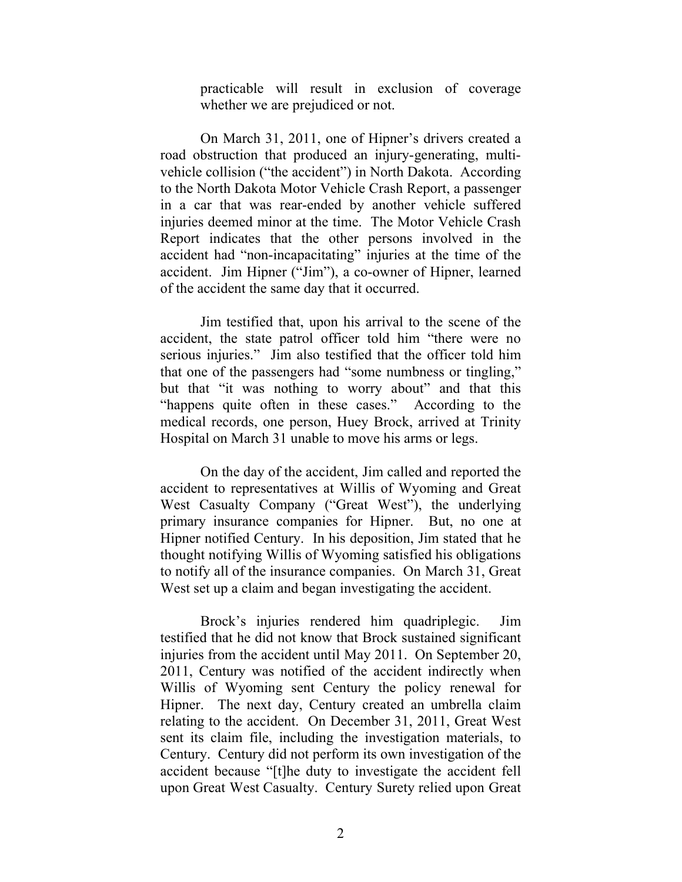practicable will result in exclusion of coverage whether we are prejudiced or not.

On March 31, 2011, one of Hipner's drivers created a road obstruction that produced an injury-generating, multi-vehicle collision ("the accident") in North Dakota. According to the North Dakota Motor Vehicle Crash Report, a passenger in a car that was rear-ended by another vehicle suffered injuries deemed minor at the time. The Motor Vehicle Crash Report indicates that the other persons involved in the accident had "non-incapacitating" injuries at the time of the accident. Jim Hipner ("Jim"), a co-owner of Hipner, learned of the accident the same day that it occurred.

Jim testified that, upon his arrival to the scene of the accident, the state patrol officer told him "there were no serious injuries." Jim also testified that the officer told him that one of the passengers had "some numbness or tingling," but that "it was nothing to worry about" and that this "happens quite often in these cases." According to the medical records, one person, Huey Brock, arrived at Trinity Hospital on March 31 unable to move his arms or legs.

On the day of the accident, Jim called and reported the accident to representatives at Willis of Wyoming and Great West Casualty Company ("Great West"), the underlying primary insurance companies for Hipner. But, no one at Hipner notified Century. In his deposition, Jim stated that he thought notifying Willis of Wyoming satisfied his obligations to notify all of the insurance companies. On March 31, Great West set up a claim and began investigating the accident.

Brock's injuries rendered him quadriplegic. Jim testified that he did not know that Brock sustained significant injuries from the accident until May 2011. On September 20, 2011, Century was notified of the accident indirectly when Willis of Wyoming sent Century the policy renewal for Hipner. The next day, Century created an umbrella claim relating to the accident. On December 31, 2011, Great West sent its claim file, including the investigation materials, to Century. Century did not perform its own investigation of the accident because "[t]he duty to investigate the accident fell upon Great West Casualty. Century Surety relied upon Great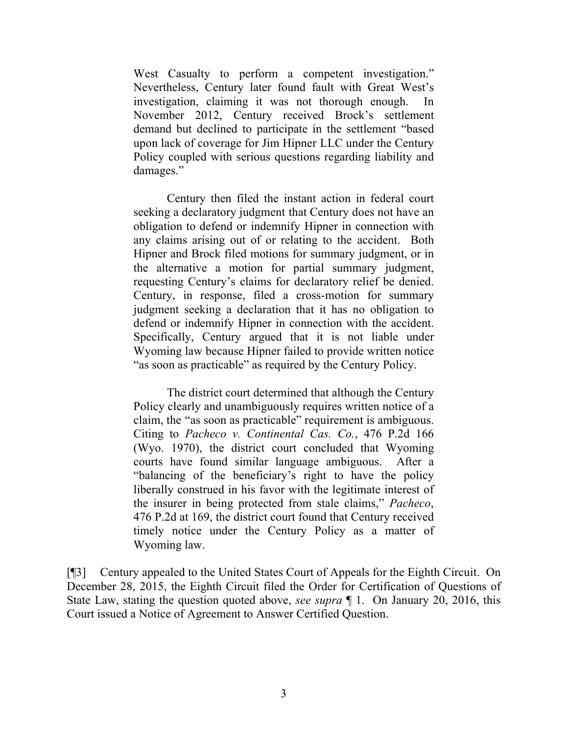> West Casualty to perform a competent investigation." Nevertheless, Century later found fault with Great West's investigation, claiming it was not thorough enough. In November 2012, Century received Brock's settlement demand but declined to participate in the settlement "based upon lack of coverage for Jim Hipner LLC under the Century Policy coupled with serious questions regarding liability and damages."
>
> Century then filed the instant action in federal court seeking a declaratory judgment that Century does not have an obligation to defend or indemnify Hipner in connection with any claims arising out of or relating to the accident. Both Hipner and Brock filed motions for summary judgment, or in the alternative a motion for partial summary judgment, requesting Century's claims for declaratory relief be denied. Century, in response, filed a cross-motion for summary judgment seeking a declaration that it has no obligation to defend or indemnify Hipner in connection with the accident. Specifically, Century argued that it is not liable under Wyoming law because Hipner failed to provide written notice "as soon as practicable" as required by the Century Policy.
>
> The district court determined that although the Century Policy clearly and unambiguously requires written notice of a claim, the "as soon as practicable" requirement is ambiguous. Citing to *Pacheco v. Continental Cas. Co.*, 476 P.2d 166 (Wyo. 1970), the district court concluded that Wyoming courts have found similar language ambiguous. After a "balancing of the beneficiary's right to have the policy liberally construed in his favor with the legitimate interest of the insurer in being protected from stale claims," *Pacheco*, 476 P.2d at 169, the district court found that Century received timely notice under the Century Policy as a matter of Wyoming law.

[¶3] Century appealed to the United States Court of Appeals for the Eighth Circuit. On December 28, 2015, the Eighth Circuit filed the Order for Certification of Questions of State Law, stating the question quoted above, *see supra* ¶ 1. On January 20, 2016, this Court issued a Notice of Agreement to Answer Certified Question.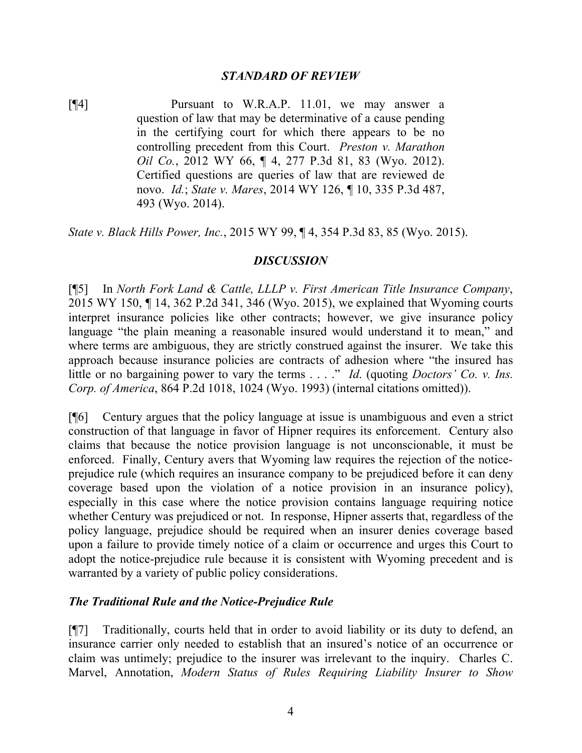### *STANDARD OF REVIEW*

[¶4]

> Pursuant to W.R.A.P. 11.01, we may answer a question of law that may be determinative of a cause pending in the certifying court for which there appears to be no controlling precedent from this Court. *Preston v. Marathon Oil Co.*, 2012 WY 66, ¶ 4, 277 P.3d 81, 83 (Wyo. 2012). Certified questions are queries of law that are reviewed de novo. *Id.*; *State v. Mares*, 2014 WY 126, ¶ 10, 335 P.3d 487, 493 (Wyo. 2014).

*State v. Black Hills Power, Inc.*, 2015 WY 99, ¶ 4, 354 P.3d 83, 85 (Wyo. 2015).

### *DISCUSSION*

[¶5] In *North Fork Land & Cattle, LLLP v. First American Title Insurance Company*, 2015 WY 150, ¶ 14, 362 P.2d 341, 346 (Wyo. 2015), we explained that Wyoming courts interpret insurance policies like other contracts; however, we give insurance policy language "the plain meaning a reasonable insured would understand it to mean," and where terms are ambiguous, they are strictly construed against the insurer. We take this approach because insurance policies are contracts of adhesion where "the insured has little or no bargaining power to vary the terms . . . ." *Id.* (quoting *Doctors' Co. v. Ins. Corp. of America*, 864 P.2d 1018, 1024 (Wyo. 1993) (internal citations omitted)).

[¶6] Century argues that the policy language at issue is unambiguous and even a strict construction of that language in favor of Hipner requires its enforcement. Century also claims that because the notice provision language is not unconscionable, it must be enforced. Finally, Century avers that Wyoming law requires the rejection of the notice-prejudice rule (which requires an insurance company to be prejudiced before it can deny coverage based upon the violation of a notice provision in an insurance policy), especially in this case where the notice provision contains language requiring notice whether Century was prejudiced or not. In response, Hipner asserts that, regardless of the policy language, prejudice should be required when an insurer denies coverage based upon a failure to provide timely notice of a claim or occurrence and urges this Court to adopt the notice-prejudice rule because it is consistent with Wyoming precedent and is warranted by a variety of public policy considerations.

#### *The Traditional Rule and the Notice-Prejudice Rule*

[¶7] Traditionally, courts held that in order to avoid liability or its duty to defend, an insurance carrier only needed to establish that an insured's notice of an occurrence or claim was untimely; prejudice to the insurer was irrelevant to the inquiry. Charles C. Marvel, Annotation, *Modern Status of Rules Requiring Liability Insurer to Show*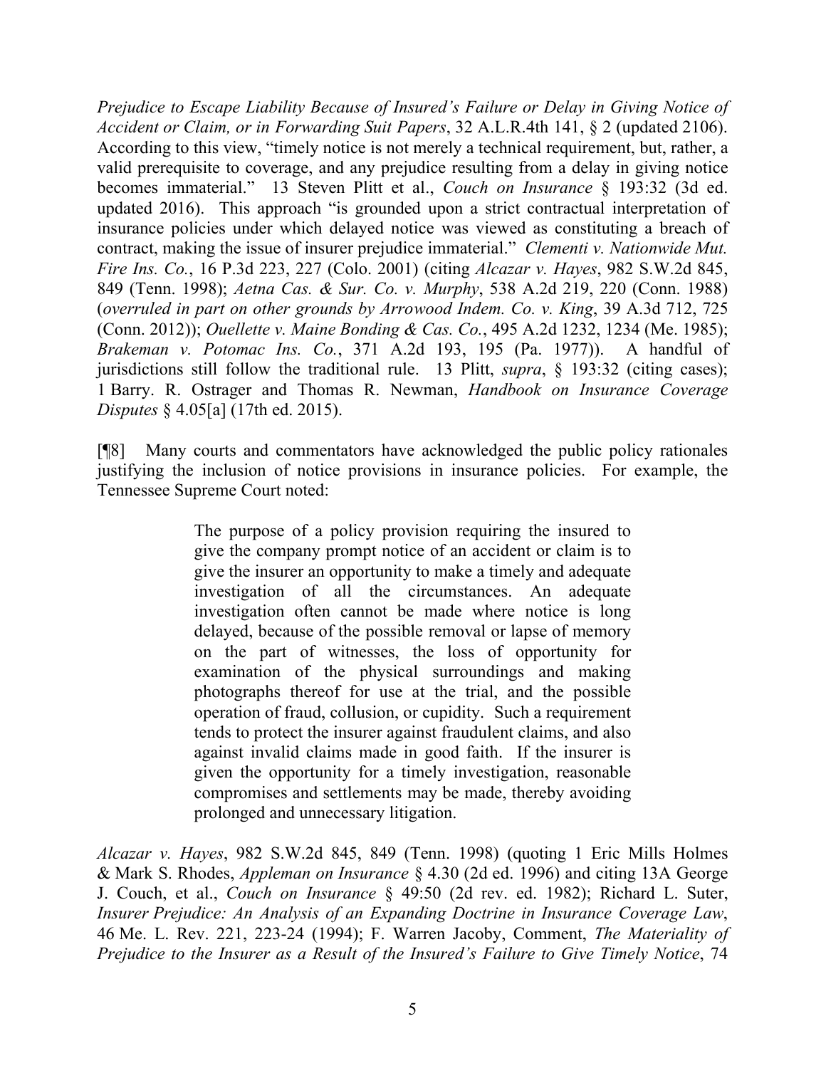*Prejudice to Escape Liability Because of Insured's Failure or Delay in Giving Notice of Accident or Claim, or in Forwarding Suit Papers*, 32 A.L.R.4th 141, § 2 (updated 2106). According to this view, "timely notice is not merely a technical requirement, but, rather, a valid prerequisite to coverage, and any prejudice resulting from a delay in giving notice becomes immaterial." 13 Steven Plitt et al., *Couch on Insurance* § 193:32 (3d ed. updated 2016). This approach "is grounded upon a strict contractual interpretation of insurance policies under which delayed notice was viewed as constituting a breach of contract, making the issue of insurer prejudice immaterial." *Clementi v. Nationwide Mut. Fire Ins. Co.*, 16 P.3d 223, 227 (Colo. 2001) (citing *Alcazar v. Hayes*, 982 S.W.2d 845, 849 (Tenn. 1998); *Aetna Cas. & Sur. Co. v. Murphy*, 538 A.2d 219, 220 (Conn. 1988) (*overruled in part on other grounds by Arrowood Indem. Co. v. King*, 39 A.3d 712, 725 (Conn. 2012)); *Ouellette v. Maine Bonding & Cas. Co.*, 495 A.2d 1232, 1234 (Me. 1985); *Brakeman v. Potomac Ins. Co.*, 371 A.2d 193, 195 (Pa. 1977)). A handful of jurisdictions still follow the traditional rule. 13 Plitt, *supra*, § 193:32 (citing cases); 1 Barry. R. Ostrager and Thomas R. Newman, *Handbook on Insurance Coverage Disputes* § 4.05[a] (17th ed. 2015).

[¶8] Many courts and commentators have acknowledged the public policy rationales justifying the inclusion of notice provisions in insurance policies. For example, the Tennessee Supreme Court noted:

> The purpose of a policy provision requiring the insured to give the company prompt notice of an accident or claim is to give the insurer an opportunity to make a timely and adequate investigation of all the circumstances. An adequate investigation often cannot be made where notice is long delayed, because of the possible removal or lapse of memory on the part of witnesses, the loss of opportunity for examination of the physical surroundings and making photographs thereof for use at the trial, and the possible operation of fraud, collusion, or cupidity. Such a requirement tends to protect the insurer against fraudulent claims, and also against invalid claims made in good faith. If the insurer is given the opportunity for a timely investigation, reasonable compromises and settlements may be made, thereby avoiding prolonged and unnecessary litigation.

*Alcazar v. Hayes*, 982 S.W.2d 845, 849 (Tenn. 1998) (quoting 1 Eric Mills Holmes & Mark S. Rhodes, *Appleman on Insurance* § 4.30 (2d ed. 1996) and citing 13A George J. Couch, et al., *Couch on Insurance* § 49:50 (2d rev. ed. 1982); Richard L. Suter, *Insurer Prejudice: An Analysis of an Expanding Doctrine in Insurance Coverage Law*, 46 Me. L. Rev. 221, 223-24 (1994); F. Warren Jacoby, Comment, *The Materiality of Prejudice to the Insurer as a Result of the Insured's Failure to Give Timely Notice*, 74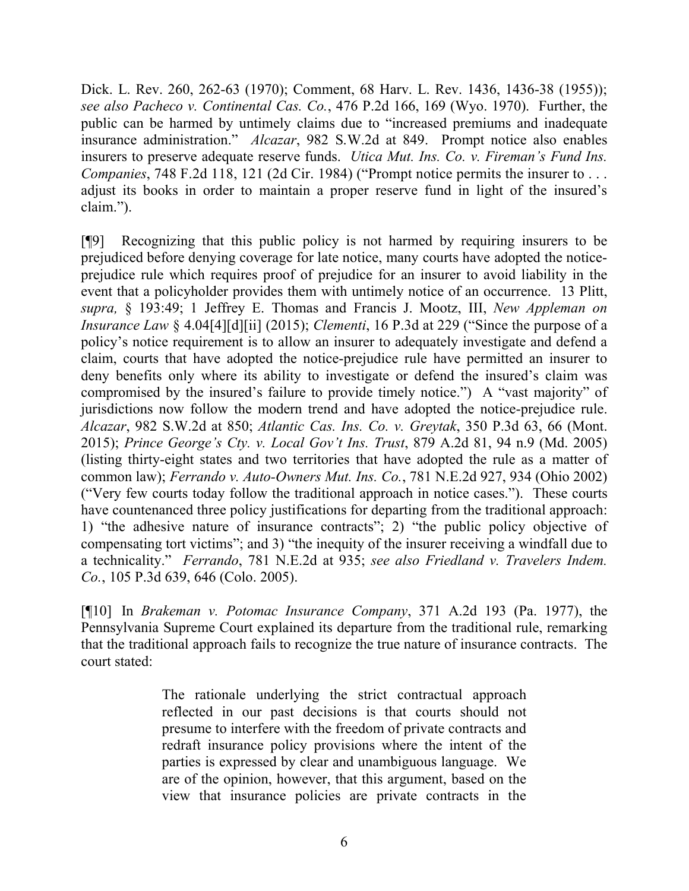Dick. L. Rev. 260, 262-63 (1970); Comment, 68 Harv. L. Rev. 1436, 1436-38 (1955)); *see also Pacheco v. Continental Cas. Co.*, 476 P.2d 166, 169 (Wyo. 1970). Further, the public can be harmed by untimely claims due to "increased premiums and inadequate insurance administration." *Alcazar*, 982 S.W.2d at 849. Prompt notice also enables insurers to preserve adequate reserve funds. *Utica Mut. Ins. Co. v. Fireman's Fund Ins. Companies*, 748 F.2d 118, 121 (2d Cir. 1984) ("Prompt notice permits the insurer to . . . adjust its books in order to maintain a proper reserve fund in light of the insured's claim.").

[¶9] Recognizing that this public policy is not harmed by requiring insurers to be prejudiced before denying coverage for late notice, many courts have adopted the notice-prejudice rule which requires proof of prejudice for an insurer to avoid liability in the event that a policyholder provides them with untimely notice of an occurrence. 13 Plitt, *supra,* § 193:49; 1 Jeffrey E. Thomas and Francis J. Mootz, III, *New Appleman on Insurance Law* § 4.04[4][d][ii] (2015); *Clementi*, 16 P.3d at 229 ("Since the purpose of a policy's notice requirement is to allow an insurer to adequately investigate and defend a claim, courts that have adopted the notice-prejudice rule have permitted an insurer to deny benefits only where its ability to investigate or defend the insured's claim was compromised by the insured's failure to provide timely notice.") A "vast majority" of jurisdictions now follow the modern trend and have adopted the notice-prejudice rule. *Alcazar*, 982 S.W.2d at 850; *Atlantic Cas. Ins. Co. v. Greytak*, 350 P.3d 63, 66 (Mont. 2015); *Prince George's Cty. v. Local Gov't Ins. Trust*, 879 A.2d 81, 94 n.9 (Md. 2005) (listing thirty-eight states and two territories that have adopted the rule as a matter of common law); *Ferrando v. Auto-Owners Mut. Ins. Co.*, 781 N.E.2d 927, 934 (Ohio 2002) ("Very few courts today follow the traditional approach in notice cases."). These courts have countenanced three policy justifications for departing from the traditional approach: 1) "the adhesive nature of insurance contracts"; 2) "the public policy objective of compensating tort victims"; and 3) "the inequity of the insurer receiving a windfall due to a technicality." *Ferrando*, 781 N.E.2d at 935; *see also Friedland v. Travelers Indem. Co.*, 105 P.3d 639, 646 (Colo. 2005).

[¶10] In *Brakeman v. Potomac Insurance Company*, 371 A.2d 193 (Pa. 1977), the Pennsylvania Supreme Court explained its departure from the traditional rule, remarking that the traditional approach fails to recognize the true nature of insurance contracts. The court stated:

> The rationale underlying the strict contractual approach reflected in our past decisions is that courts should not presume to interfere with the freedom of private contracts and redraft insurance policy provisions where the intent of the parties is expressed by clear and unambiguous language. We are of the opinion, however, that this argument, based on the view that insurance policies are private contracts in the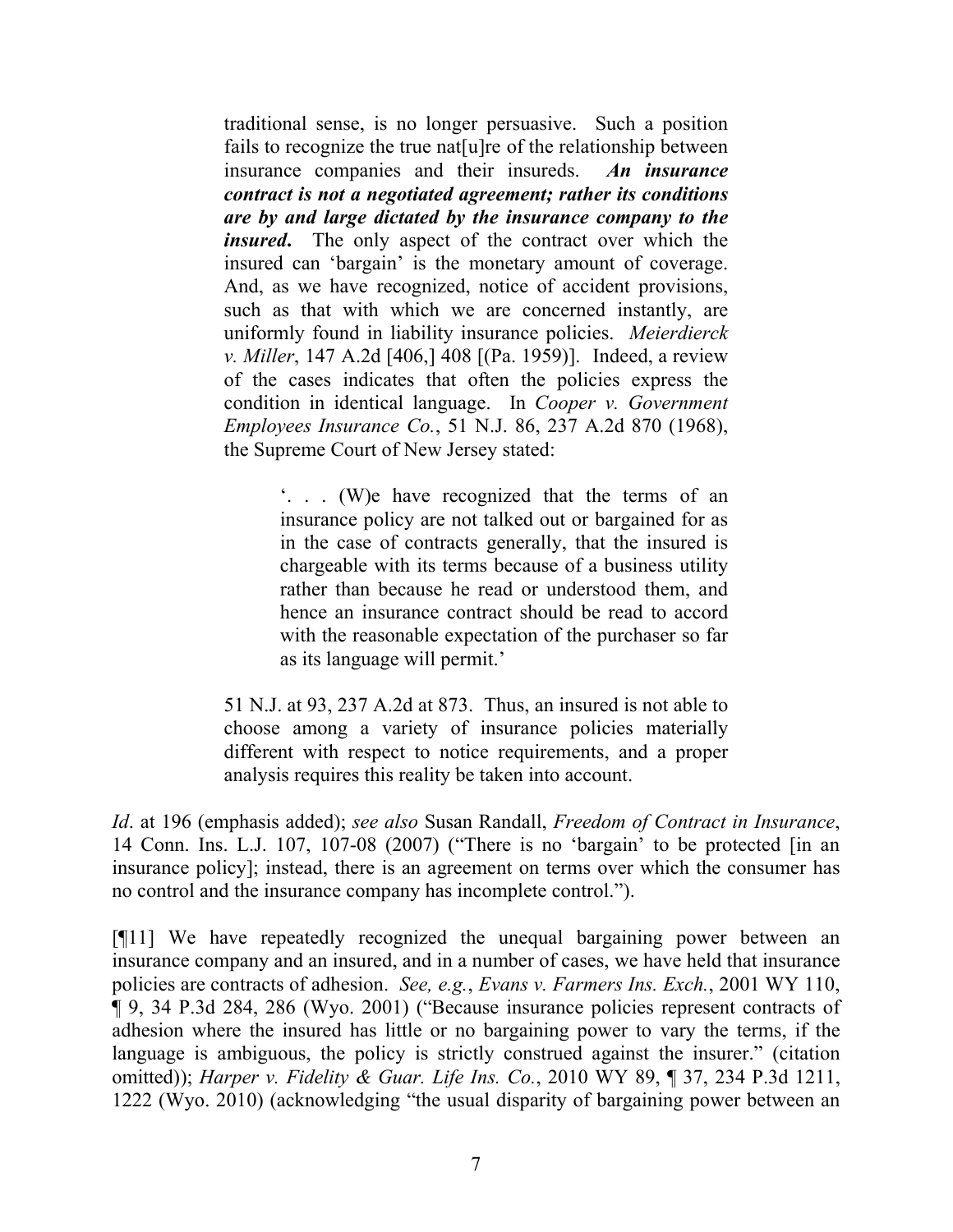> traditional sense, is no longer persuasive. Such a position fails to recognize the true nat[u]re of the relationship between insurance companies and their insureds. ***An insurance contract is not a negotiated agreement; rather its conditions are by and large dictated by the insurance company to the insured***. The only aspect of the contract over which the insured can 'bargain' is the monetary amount of coverage. And, as we have recognized, notice of accident provisions, such as that with which we are concerned instantly, are uniformly found in liability insurance policies. *Meierdierck v. Miller*, 147 A.2d [406,] 408 [(Pa. 1959)]. Indeed, a review of the cases indicates that often the policies express the condition in identical language. In *Cooper v. Government Employees Insurance Co.*, 51 N.J. 86, 237 A.2d 870 (1968), the Supreme Court of New Jersey stated:
>
> > '. . . (W)e have recognized that the terms of an insurance policy are not talked out or bargained for as in the case of contracts generally, that the insured is chargeable with its terms because of a business utility rather than because he read or understood them, and hence an insurance contract should be read to accord with the reasonable expectation of the purchaser so far as its language will permit.'
>
> 51 N.J. at 93, 237 A.2d at 873. Thus, an insured is not able to choose among a variety of insurance policies materially different with respect to notice requirements, and a proper analysis requires this reality be taken into account.

*Id*. at 196 (emphasis added); *see also* Susan Randall, *Freedom of Contract in Insurance*, 14 Conn. Ins. L.J. 107, 107-08 (2007) ("There is no 'bargain' to be protected [in an insurance policy]; instead, there is an agreement on terms over which the consumer has no control and the insurance company has incomplete control.").

[¶11] We have repeatedly recognized the unequal bargaining power between an insurance company and an insured, and in a number of cases, we have held that insurance policies are contracts of adhesion. *See, e.g.*, *Evans v. Farmers Ins. Exch.*, 2001 WY 110, ¶ 9, 34 P.3d 284, 286 (Wyo. 2001) ("Because insurance policies represent contracts of adhesion where the insured has little or no bargaining power to vary the terms, if the language is ambiguous, the policy is strictly construed against the insurer." (citation omitted)); *Harper v. Fidelity & Guar. Life Ins. Co.*, 2010 WY 89, ¶ 37, 234 P.3d 1211, 1222 (Wyo. 2010) (acknowledging "the usual disparity of bargaining power between an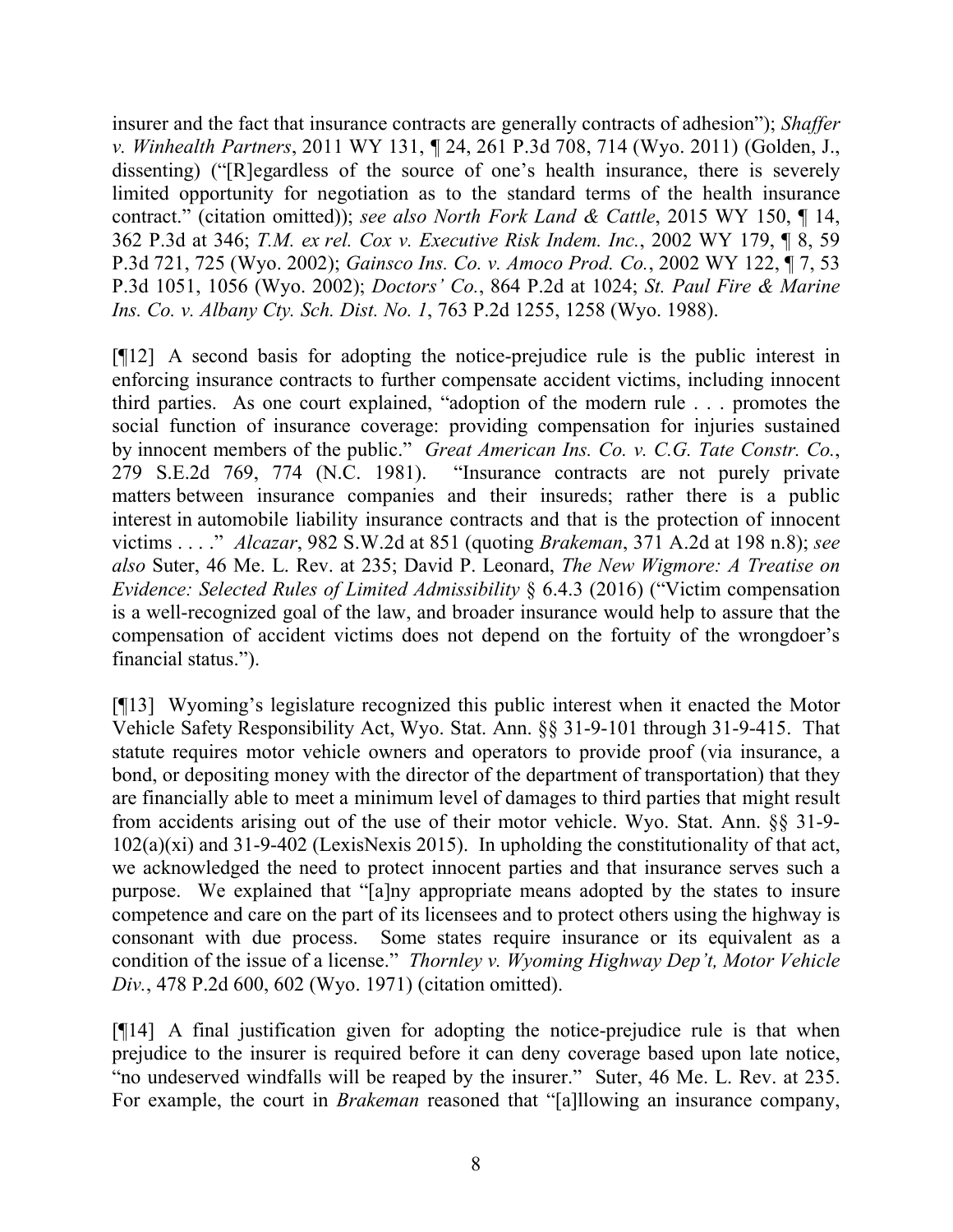insurer and the fact that insurance contracts are generally contracts of adhesion"); *Shaffer v. Winhealth Partners*, 2011 WY 131, ¶ 24, 261 P.3d 708, 714 (Wyo. 2011) (Golden, J., dissenting) ("[R]egardless of the source of one's health insurance, there is severely limited opportunity for negotiation as to the standard terms of the health insurance contract." (citation omitted)); *see also North Fork Land & Cattle*, 2015 WY 150, ¶ 14, 362 P.3d at 346; *T.M. ex rel. Cox v. Executive Risk Indem. Inc.*, 2002 WY 179, ¶ 8, 59 P.3d 721, 725 (Wyo. 2002); *Gainsco Ins. Co. v. Amoco Prod. Co.*, 2002 WY 122, ¶ 7, 53 P.3d 1051, 1056 (Wyo. 2002); *Doctors' Co.*, 864 P.2d at 1024; *St. Paul Fire & Marine Ins. Co. v. Albany Cty. Sch. Dist. No. 1*, 763 P.2d 1255, 1258 (Wyo. 1988).

[¶12] A second basis for adopting the notice-prejudice rule is the public interest in enforcing insurance contracts to further compensate accident victims, including innocent third parties. As one court explained, "adoption of the modern rule . . . promotes the social function of insurance coverage: providing compensation for injuries sustained by innocent members of the public." *Great American Ins. Co. v. C.G. Tate Constr. Co.*, 279 S.E.2d 769, 774 (N.C. 1981). "Insurance contracts are not purely private matters between insurance companies and their insureds; rather there is a public interest in automobile liability insurance contracts and that is the protection of innocent victims . . . ." *Alcazar*, 982 S.W.2d at 851 (quoting *Brakeman*, 371 A.2d at 198 n.8); *see also* Suter, 46 Me. L. Rev. at 235; David P. Leonard, *The New Wigmore: A Treatise on Evidence: Selected Rules of Limited Admissibility* § 6.4.3 (2016) ("Victim compensation is a well-recognized goal of the law, and broader insurance would help to assure that the compensation of accident victims does not depend on the fortuity of the wrongdoer's financial status.").

[¶13] Wyoming's legislature recognized this public interest when it enacted the Motor Vehicle Safety Responsibility Act, Wyo. Stat. Ann. §§ 31-9-101 through 31-9-415. That statute requires motor vehicle owners and operators to provide proof (via insurance, a bond, or depositing money with the director of the department of transportation) that they are financially able to meet a minimum level of damages to third parties that might result from accidents arising out of the use of their motor vehicle. Wyo. Stat. Ann. §§ 31-9-102(a)(xi) and 31-9-402 (LexisNexis 2015). In upholding the constitutionality of that act, we acknowledged the need to protect innocent parties and that insurance serves such a purpose. We explained that "[a]ny appropriate means adopted by the states to insure competence and care on the part of its licensees and to protect others using the highway is consonant with due process. Some states require insurance or its equivalent as a condition of the issue of a license." *Thornley v. Wyoming Highway Dep't, Motor Vehicle Div.*, 478 P.2d 600, 602 (Wyo. 1971) (citation omitted).

[¶14] A final justification given for adopting the notice-prejudice rule is that when prejudice to the insurer is required before it can deny coverage based upon late notice, "no undeserved windfalls will be reaped by the insurer." Suter, 46 Me. L. Rev. at 235. For example, the court in *Brakeman* reasoned that "[a]llowing an insurance company,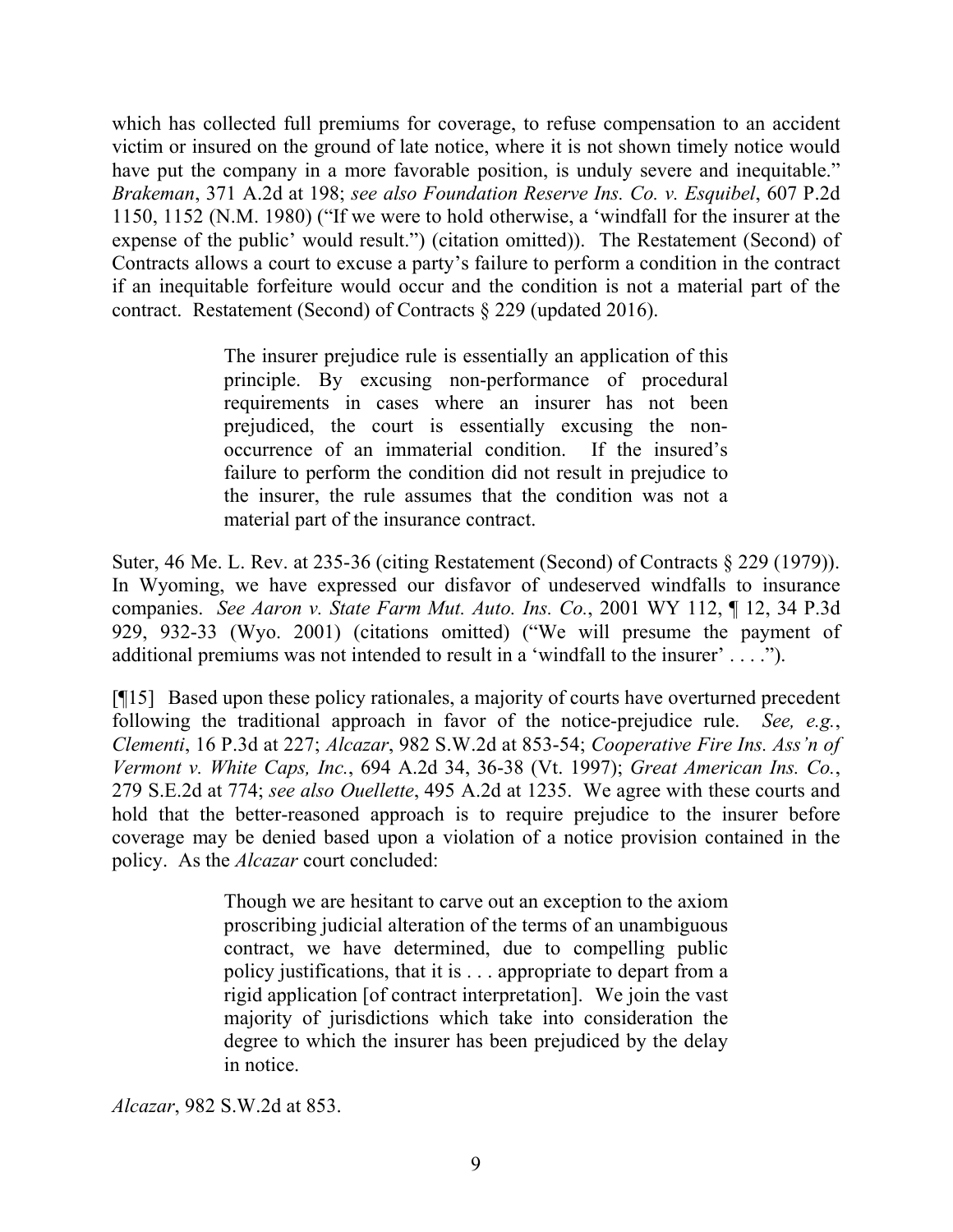which has collected full premiums for coverage, to refuse compensation to an accident victim or insured on the ground of late notice, where it is not shown timely notice would have put the company in a more favorable position, is unduly severe and inequitable." *Brakeman*, 371 A.2d at 198; *see also Foundation Reserve Ins. Co. v. Esquibel*, 607 P.2d 1150, 1152 (N.M. 1980) ("If we were to hold otherwise, a 'windfall for the insurer at the expense of the public' would result.") (citation omitted)). The Restatement (Second) of Contracts allows a court to excuse a party's failure to perform a condition in the contract if an inequitable forfeiture would occur and the condition is not a material part of the contract. Restatement (Second) of Contracts § 229 (updated 2016).

> The insurer prejudice rule is essentially an application of this principle. By excusing non-performance of procedural requirements in cases where an insurer has not been prejudiced, the court is essentially excusing the non-occurrence of an immaterial condition. If the insured's failure to perform the condition did not result in prejudice to the insurer, the rule assumes that the condition was not a material part of the insurance contract.

Suter, 46 Me. L. Rev. at 235-36 (citing Restatement (Second) of Contracts § 229 (1979)). In Wyoming, we have expressed our disfavor of undeserved windfalls to insurance companies. *See Aaron v. State Farm Mut. Auto. Ins. Co.*, 2001 WY 112, ¶ 12, 34 P.3d 929, 932-33 (Wyo. 2001) (citations omitted) ("We will presume the payment of additional premiums was not intended to result in a 'windfall to the insurer' . . . .").

[¶15] Based upon these policy rationales, a majority of courts have overturned precedent following the traditional approach in favor of the notice-prejudice rule. *See, e.g.*, *Clementi*, 16 P.3d at 227; *Alcazar*, 982 S.W.2d at 853-54; *Cooperative Fire Ins. Ass'n of Vermont v. White Caps, Inc.*, 694 A.2d 34, 36-38 (Vt. 1997); *Great American Ins. Co.*, 279 S.E.2d at 774; *see also Ouellette*, 495 A.2d at 1235. We agree with these courts and hold that the better-reasoned approach is to require prejudice to the insurer before coverage may be denied based upon a violation of a notice provision contained in the policy. As the *Alcazar* court concluded:

> Though we are hesitant to carve out an exception to the axiom proscribing judicial alteration of the terms of an unambiguous contract, we have determined, due to compelling public policy justifications, that it is . . . appropriate to depart from a rigid application [of contract interpretation]. We join the vast majority of jurisdictions which take into consideration the degree to which the insurer has been prejudiced by the delay in notice.

*Alcazar*, 982 S.W.2d at 853.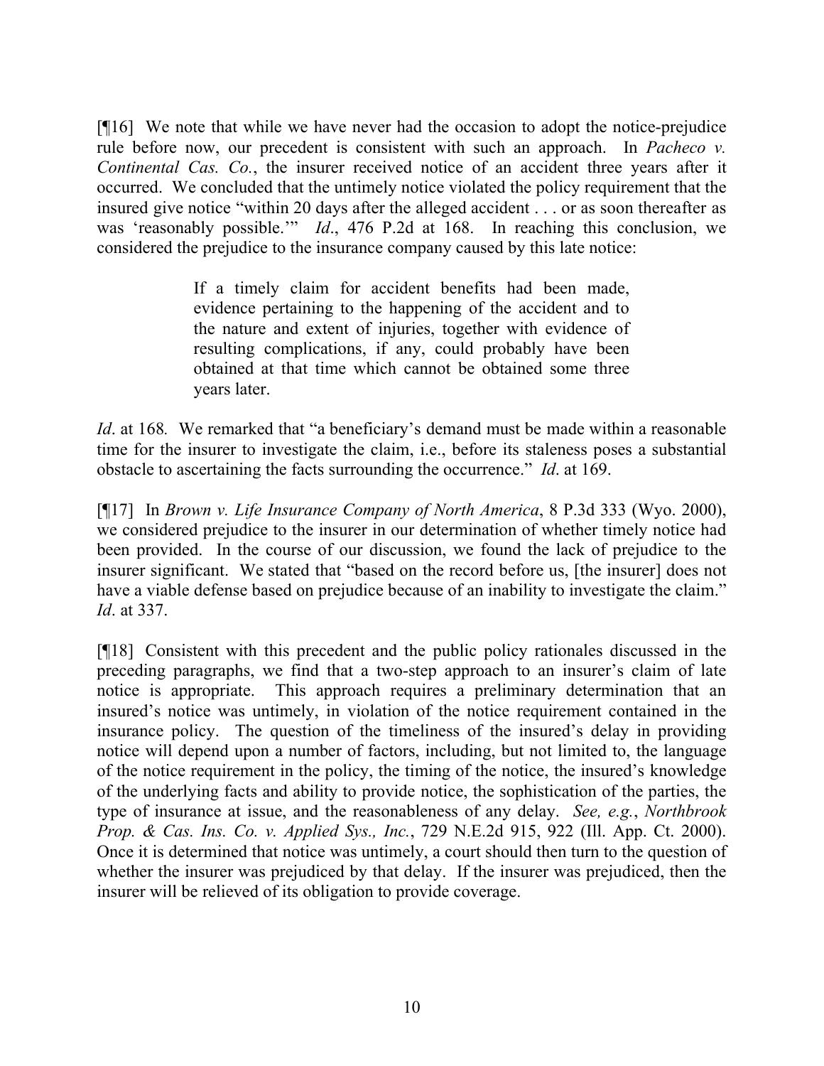[¶16] We note that while we have never had the occasion to adopt the notice-prejudice rule before now, our precedent is consistent with such an approach. In *Pacheco v. Continental Cas. Co.*, the insurer received notice of an accident three years after it occurred. We concluded that the untimely notice violated the policy requirement that the insured give notice "within 20 days after the alleged accident . . . or as soon thereafter as was 'reasonably possible.'" *Id*., 476 P.2d at 168. In reaching this conclusion, we considered the prejudice to the insurance company caused by this late notice:

> If a timely claim for accident benefits had been made, evidence pertaining to the happening of the accident and to the nature and extent of injuries, together with evidence of resulting complications, if any, could probably have been obtained at that time which cannot be obtained some three years later.

*Id*. at 168. We remarked that "a beneficiary's demand must be made within a reasonable time for the insurer to investigate the claim, i.e., before its staleness poses a substantial obstacle to ascertaining the facts surrounding the occurrence." *Id*. at 169.

[¶17] In *Brown v. Life Insurance Company of North America*, 8 P.3d 333 (Wyo. 2000), we considered prejudice to the insurer in our determination of whether timely notice had been provided. In the course of our discussion, we found the lack of prejudice to the insurer significant. We stated that "based on the record before us, [the insurer] does not have a viable defense based on prejudice because of an inability to investigate the claim." *Id*. at 337.

[¶18] Consistent with this precedent and the public policy rationales discussed in the preceding paragraphs, we find that a two-step approach to an insurer's claim of late notice is appropriate. This approach requires a preliminary determination that an insured's notice was untimely, in violation of the notice requirement contained in the insurance policy. The question of the timeliness of the insured's delay in providing notice will depend upon a number of factors, including, but not limited to, the language of the notice requirement in the policy, the timing of the notice, the insured's knowledge of the underlying facts and ability to provide notice, the sophistication of the parties, the type of insurance at issue, and the reasonableness of any delay. *See, e.g.*, *Northbrook Prop. & Cas. Ins. Co. v. Applied Sys., Inc.*, 729 N.E.2d 915, 922 (Ill. App. Ct. 2000). Once it is determined that notice was untimely, a court should then turn to the question of whether the insurer was prejudiced by that delay. If the insurer was prejudiced, then the insurer will be relieved of its obligation to provide coverage.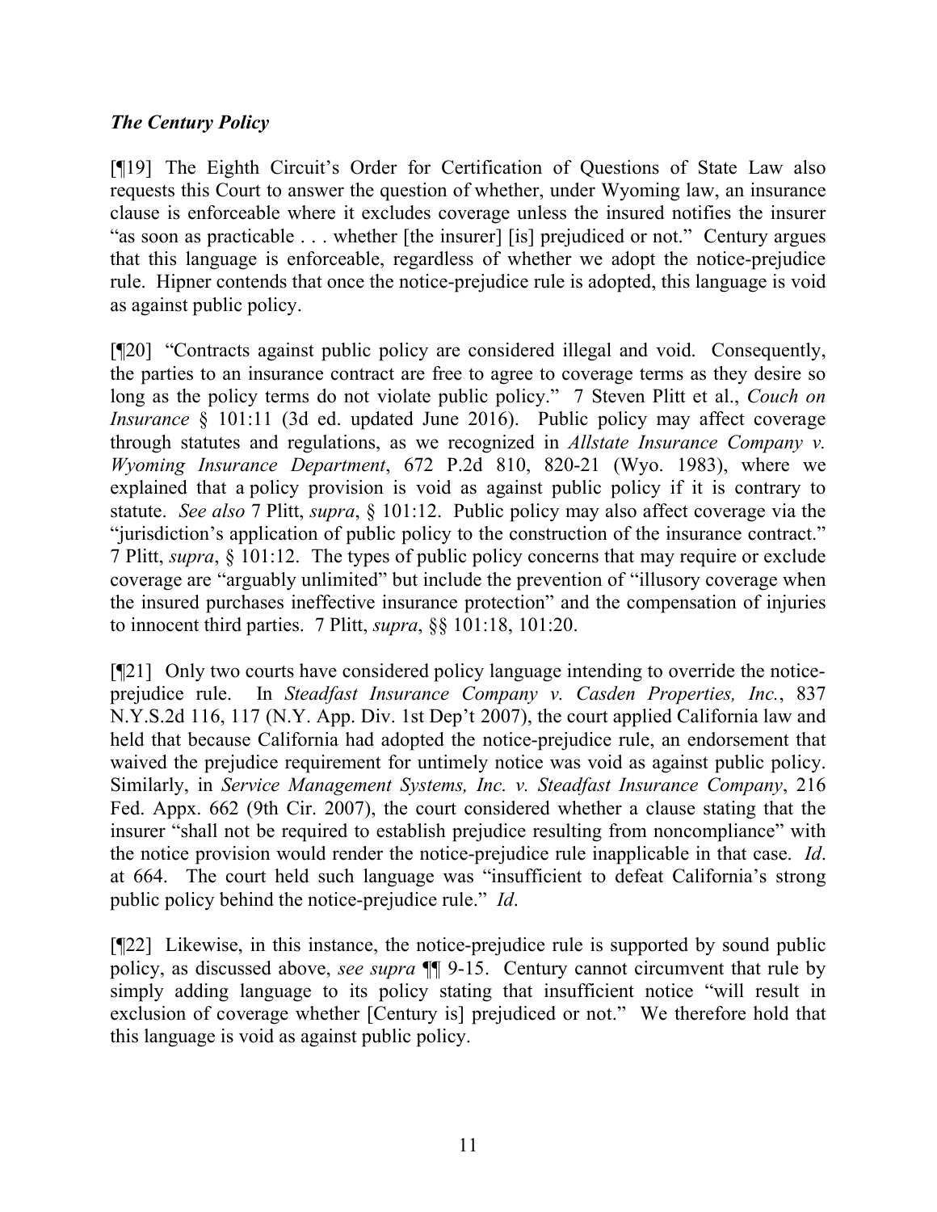### *The Century Policy*

[¶19] The Eighth Circuit's Order for Certification of Questions of State Law also requests this Court to answer the question of whether, under Wyoming law, an insurance clause is enforceable where it excludes coverage unless the insured notifies the insurer "as soon as practicable . . . whether [the insurer] [is] prejudiced or not." Century argues that this language is enforceable, regardless of whether we adopt the notice-prejudice rule. Hipner contends that once the notice-prejudice rule is adopted, this language is void as against public policy.

[¶20] "Contracts against public policy are considered illegal and void. Consequently, the parties to an insurance contract are free to agree to coverage terms as they desire so long as the policy terms do not violate public policy." 7 Steven Plitt et al., *Couch on Insurance* § 101:11 (3d ed. updated June 2016). Public policy may affect coverage through statutes and regulations, as we recognized in *Allstate Insurance Company v. Wyoming Insurance Department*, 672 P.2d 810, 820-21 (Wyo. 1983), where we explained that a policy provision is void as against public policy if it is contrary to statute. *See also* 7 Plitt, *supra*, § 101:12. Public policy may also affect coverage via the "jurisdiction's application of public policy to the construction of the insurance contract." 7 Plitt, *supra*, § 101:12. The types of public policy concerns that may require or exclude coverage are "arguably unlimited" but include the prevention of "illusory coverage when the insured purchases ineffective insurance protection" and the compensation of injuries to innocent third parties. 7 Plitt, *supra*, §§ 101:18, 101:20.

[¶21] Only two courts have considered policy language intending to override the notice-prejudice rule. In *Steadfast Insurance Company v. Casden Properties, Inc.*, 837 N.Y.S.2d 116, 117 (N.Y. App. Div. 1st Dep't 2007), the court applied California law and held that because California had adopted the notice-prejudice rule, an endorsement that waived the prejudice requirement for untimely notice was void as against public policy. Similarly, in *Service Management Systems, Inc. v. Steadfast Insurance Company*, 216 Fed. Appx. 662 (9th Cir. 2007), the court considered whether a clause stating that the insurer "shall not be required to establish prejudice resulting from noncompliance" with the notice provision would render the notice-prejudice rule inapplicable in that case. *Id*. at 664. The court held such language was "insufficient to defeat California's strong public policy behind the notice-prejudice rule." *Id*.

[¶22] Likewise, in this instance, the notice-prejudice rule is supported by sound public policy, as discussed above, *see supra* ¶¶ 9-15. Century cannot circumvent that rule by simply adding language to its policy stating that insufficient notice "will result in exclusion of coverage whether [Century is] prejudiced or not." We therefore hold that this language is void as against public policy.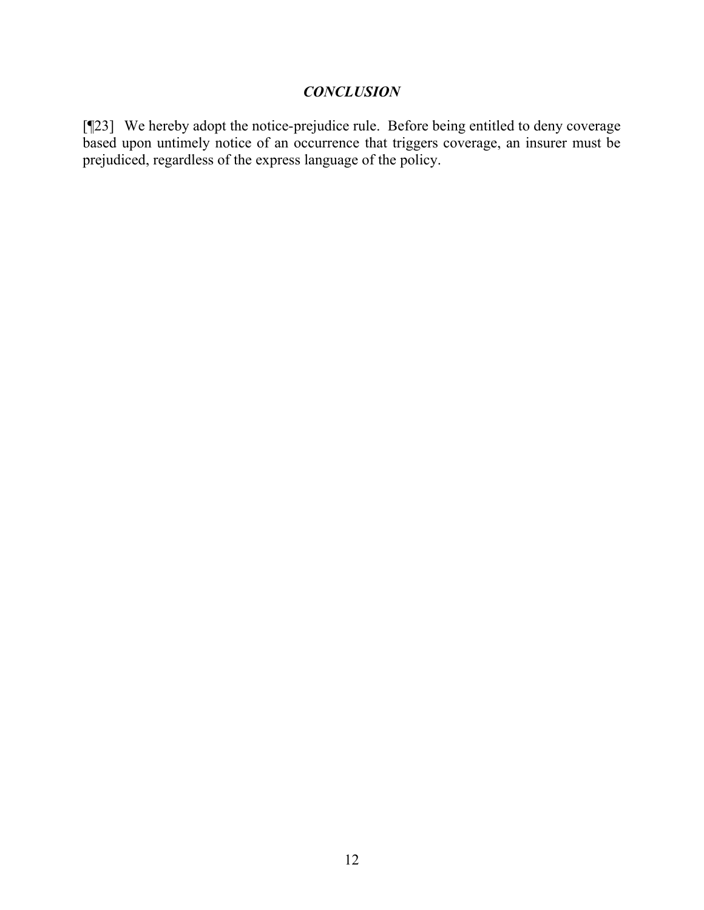## ***CONCLUSION***

[¶23] We hereby adopt the notice-prejudice rule. Before being entitled to deny coverage based upon untimely notice of an occurrence that triggers coverage, an insurer must be prejudiced, regardless of the express language of the policy.